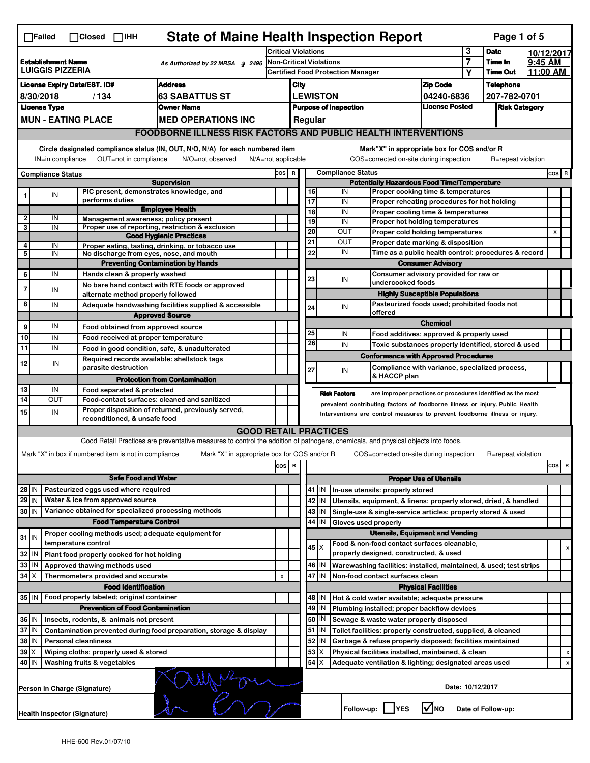☐Failed ☐Closed ☐IHH

# State of Maine Health Inspection Report

| | | | |
|---|---|---|---|
| **Establishment Name** LUIGGIS PIZZERIA | As Authorized by 22 MRSA § 2496 | Critical Violations | 3 |
| | | Non-Critical Violations | 7 |
| | | Certified Food Protection Manager | Y |

**Date** 10/12/2017 **Time In** 9:45 AM **Time Out** 11:00 AM

| License Expiry Date/EST. ID# | Address | City | Zip Code | Telephone |
|---|---|---|---|---|
| 8/30/2018 / 134 | 63 SABATTUS ST | LEWISTON | 04240-6836 | 207-782-0701 |
| **License Type** | **Owner Name** | **Purpose of Inspection** | **License Posted** | **Risk Category** |
| MUN - EATING PLACE | MED OPERATIONS INC | Regular | | |

## FOODBORNE ILLNESS RISK FACTORS AND PUBLIC HEALTH INTERVENTIONS

Circle designated compliance status (IN, OUT, N/O, N/A) for each numbered item — IN=in compliance OUT=not in compliance N/O=not observed N/A=not applicable

Mark "X" in appropriate box for COS and/or R — COS=corrected on-site during inspection R=repeat violation

| # | Compliance Status | Item | COS | R |
|---|---|---|---|---|
| | | **Supervision** | | |
| 1 | IN | PIC present, demonstrates knowledge, and performs duties | | |
| | | **Employee Health** | | |
| 2 | IN | Management awareness; policy present | | |
| 3 | IN | Proper use of reporting, restriction & exclusion | | |
| | | **Good Hygienic Practices** | | |
| 4 | IN | Proper eating, tasting, drinking, or tobacco use | | |
| 5 | IN | No discharge from eyes, nose, and mouth | | |
| | | **Preventing Contamination by Hands** | | |
| 6 | IN | Hands clean & properly washed | | |
| 7 | IN | No bare hand contact with RTE foods or approved alternate method properly followed | | |
| 8 | IN | Adequate handwashing facilities supplied & accessible | | |
| | | **Approved Source** | | |
| 9 | IN | Food obtained from approved source | | |
| 10 | IN | Food received at proper temperature | | |
| 11 | IN | Food in good condition, safe, & unadulterated | | |
| 12 | IN | Required records available: shellstock tags parasite destruction | | |
| | | **Protection from Contamination** | | |
| 13 | IN | Food separated & protected | | |
| 14 | OUT | Food-contact surfaces: cleaned and sanitized | | |
| 15 | IN | Proper disposition of returned, previously served, reconditioned, & unsafe food | | |
| | | **Potentially Hazardous Food Time/Temperature** | | |
| 16 | IN | Proper cooking time & temperatures | | |
| 17 | IN | Proper reheating procedures for hot holding | | |
| 18 | IN | Proper cooling time & temperatures | | |
| 19 | IN | Proper hot holding temperatures | | |
| 20 | OUT | Proper cold holding temperatures | | X |
| 21 | OUT | Proper date marking & disposition | | |
| 22 | IN | Time as a public health control: procedures & record | | |
| | | **Consumer Advisory** | | |
| 23 | IN | Consumer advisory provided for raw or undercooked foods | | |
| | | **Highly Susceptible Populations** | | |
| 24 | IN | Pasteurized foods used; prohibited foods not offered | | |
| | | **Chemical** | | |
| 25 | IN | Food additives: approved & properly used | | |
| 26 | IN | Toxic substances properly identified, stored & used | | |
| | | **Conformance with Approved Procedures** | | |
| 27 | IN | Compliance with variance, specialized process, & HACCP plan | | |

**Risk Factors** are improper practices or procedures identified as the most prevalent contributing factors of foodborne illness or injury. Public Health Interventions are control measures to prevent foodborne illness or injury.

## GOOD RETAIL PRACTICES

Good Retail Practices are preventative measures to control the addition of pathogens, chemicals, and physical objects into foods.

Mark "X" in box if numbered item is not in compliance — Mark "X" in appropriate box for COS and/or R — COS=corrected on-site during inspection R=repeat violation

| # | Status | Item | COS | R |
|---|---|---|---|---|
| | | **Safe Food and Water** | | |
| 28 | IN | Pasteurized eggs used where required | | |
| 29 | IN | Water & ice from approved source | | |
| 30 | IN | Variance obtained for specialized processing methods | | |
| | | **Food Temperature Control** | | |
| 31 | IN | Proper cooling methods used; adequate equipment for temperature control | | |
| 32 | IN | Plant food properly cooked for hot holding | | |
| 33 | IN | Approved thawing methods used | | |
| 34 | X | Thermometers provided and accurate | X | |
| | | **Food Identification** | | |
| 35 | IN | Food properly labeled; original container | | |
| | | **Prevention of Food Contamination** | | |
| 36 | IN | Insects, rodents, & animals not present | | |
| 37 | IN | Contamination prevented during food preparation, storage & display | | |
| 38 | IN | Personal cleanliness | | |
| 39 | X | Wiping cloths: properly used & stored | | |
| 40 | IN | Washing fruits & vegetables | | |
| | | **Proper Use of Utensils** | | |
| 41 | IN | In-use utensils: properly stored | | |
| 42 | IN | Utensils, equipment, & linens: properly stored, dried, & handled | | |
| 43 | IN | Single-use & single-service articles: properly stored & used | | |
| 44 | IN | Gloves used properly | | |
| | | **Utensils, Equipment and Vending** | | |
| 45 | X | Food & non-food contact surfaces cleanable, properly designed, constructed, & used | | X |
| 46 | IN | Warewashing facilities: installed, maintained, & used; test strips | | |
| 47 | IN | Non-food contact surfaces clean | | |
| | | **Physical Facilities** | | |
| 48 | IN | Hot & cold water available; adequate pressure | | |
| 49 | IN | Plumbing installed; proper backflow devices | | |
| 50 | IN | Sewage & waste water properly disposed | | |
| 51 | IN | Toilet facilities: properly constructed, supplied, & cleaned | | |
| 52 | IN | Garbage & refuse properly disposed; facilities maintained | | |
| 53 | X | Physical facilities installed, maintained, & clean | | X |
| 54 | X | Adequate ventilation & lighting; designated areas used | | X |

Person in Charge (Signature) [signature]

Health Inspector (Signature) [signature]

Date: 10/12/2017

Follow-up: ☐ YES ☑ NO Date of Follow-up:

HHE-600 Rev.01/07/10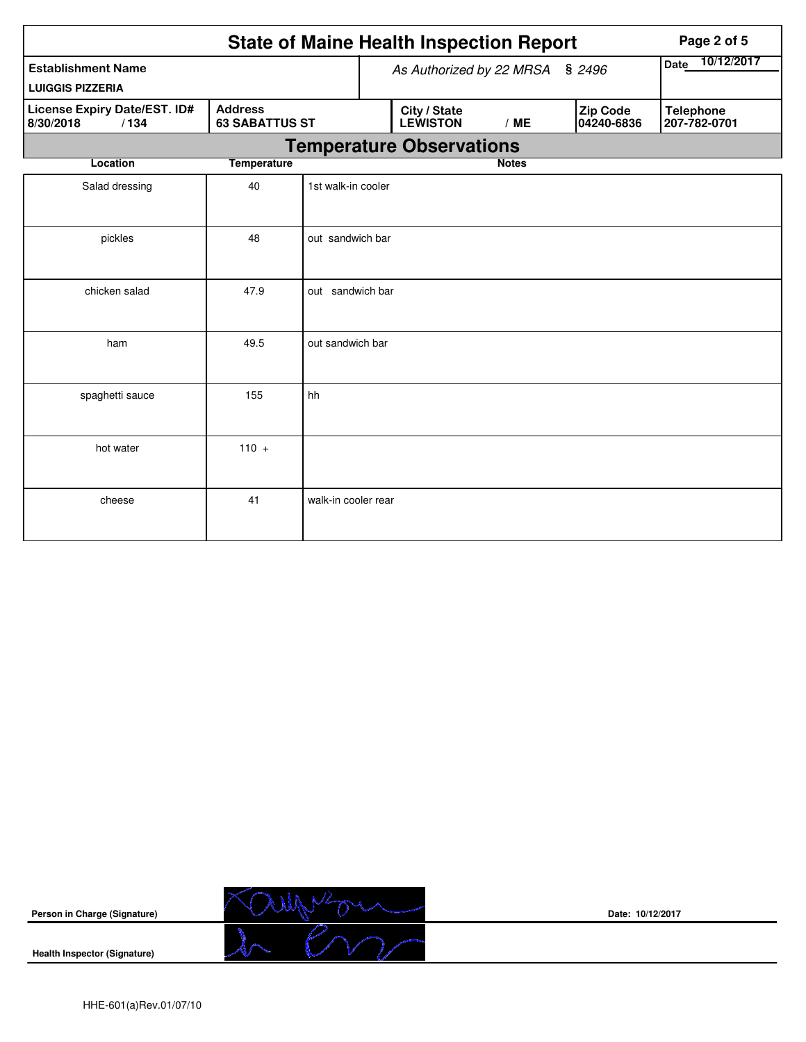# State of Maine Health Inspection Report

| Establishment Name | As Authorized by 22 MRSA § 2496 | Date 10/12/2017 |
|---|---|---|
| LUIGGIS PIZZERIA | | |

| License Expiry Date/EST. ID# | Address | City / State | Zip Code | Telephone |
|---|---|---|---|---|
| 8/30/2018 / 134 | 63 SABATTUS ST | LEWISTON / ME | 04240-6836 | 207-782-0701 |

## Temperature Observations

| Location | Temperature | Notes |
|---|---|---|
| Salad dressing | 40 | 1st walk-in cooler |
| pickles | 48 | out sandwich bar |
| chicken salad | 47.9 | out sandwich bar |
| ham | 49.5 | out sandwich bar |
| spaghetti sauce | 155 | hh |
| hot water | 110 + | |
| cheese | 41 | walk-in cooler rear |

**Person in Charge (Signature)** Date: 10/12/2017

**Health Inspector (Signature)**

HHE-601(a)Rev.01/07/10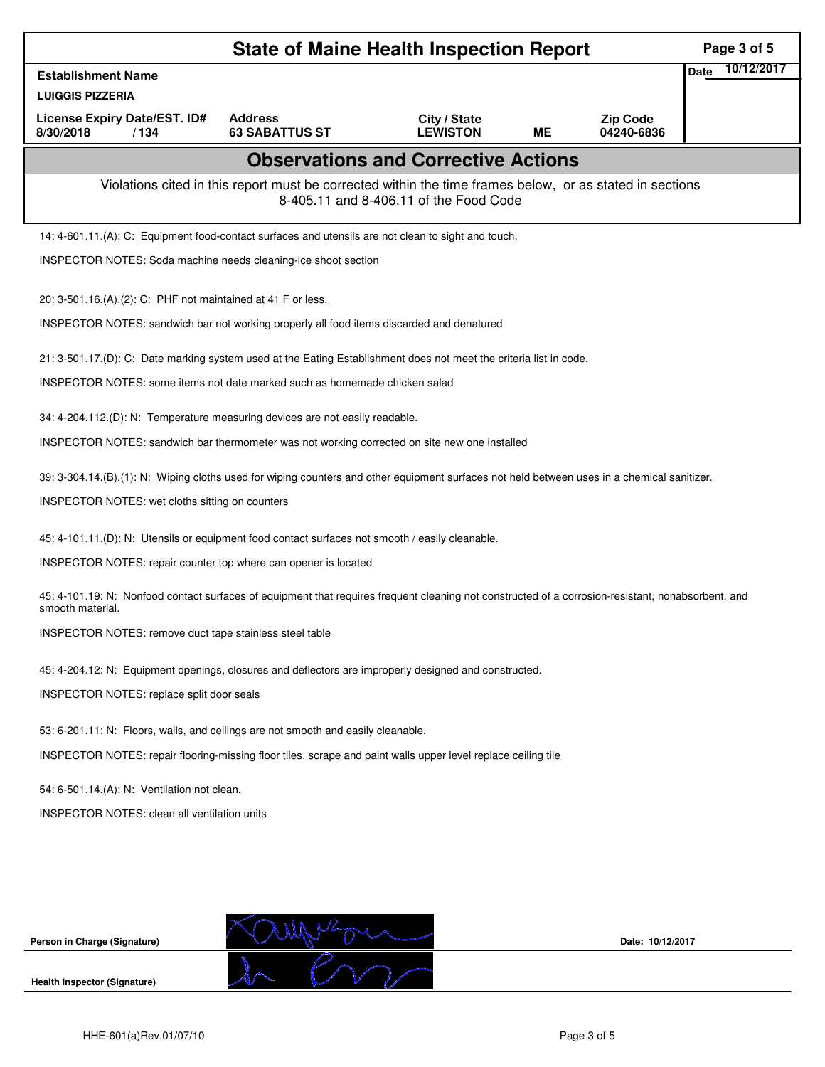# State of Maine Health Inspection Report

| Establishment Name | | | | | Date 10/12/2017 |
|---|---|---|---|---|---|
| LUIGGIS PIZZERIA | | | | | |
| License Expiry Date/EST. ID# | Address | City / State | | Zip Code | |
| 8/30/2018 / 134 | 63 SABATTUS ST | LEWISTON | ME | 04240-6836 | |

## Observations and Corrective Actions

Violations cited in this report must be corrected within the time frames below, or as stated in sections 8-405.11 and 8-406.11 of the Food Code

14: 4-601.11.(A): C: Equipment food-contact surfaces and utensils are not clean to sight and touch.

INSPECTOR NOTES: Soda machine needs cleaning-ice shoot section

20: 3-501.16.(A).(2): C: PHF not maintained at 41 F or less.

INSPECTOR NOTES: sandwich bar not working properly all food items discarded and denatured

21: 3-501.17.(D): C: Date marking system used at the Eating Establishment does not meet the criteria list in code.

INSPECTOR NOTES: some items not date marked such as homemade chicken salad

34: 4-204.112.(D): N: Temperature measuring devices are not easily readable.

INSPECTOR NOTES: sandwich bar thermometer was not working corrected on site new one installed

39: 3-304.14.(B).(1): N: Wiping cloths used for wiping counters and other equipment surfaces not held between uses in a chemical sanitizer.

INSPECTOR NOTES: wet cloths sitting on counters

45: 4-101.11.(D): N: Utensils or equipment food contact surfaces not smooth / easily cleanable.

INSPECTOR NOTES: repair counter top where can opener is located

45: 4-101.19: N: Nonfood contact surfaces of equipment that requires frequent cleaning not constructed of a corrosion-resistant, nonabsorbent, and smooth material.

INSPECTOR NOTES: remove duct tape stainless steel table

45: 4-204.12: N: Equipment openings, closures and deflectors are improperly designed and constructed.

INSPECTOR NOTES: replace split door seals

53: 6-201.11: N: Floors, walls, and ceilings are not smooth and easily cleanable.

INSPECTOR NOTES: repair flooring-missing floor tiles, scrape and paint walls upper level replace ceiling tile

54: 6-501.14.(A): N: Ventilation not clean.

INSPECTOR NOTES: clean all ventilation units

Person in Charge (Signature) Date: 10/12/2017

Health Inspector (Signature)

HHE-601(a)Rev.01/07/10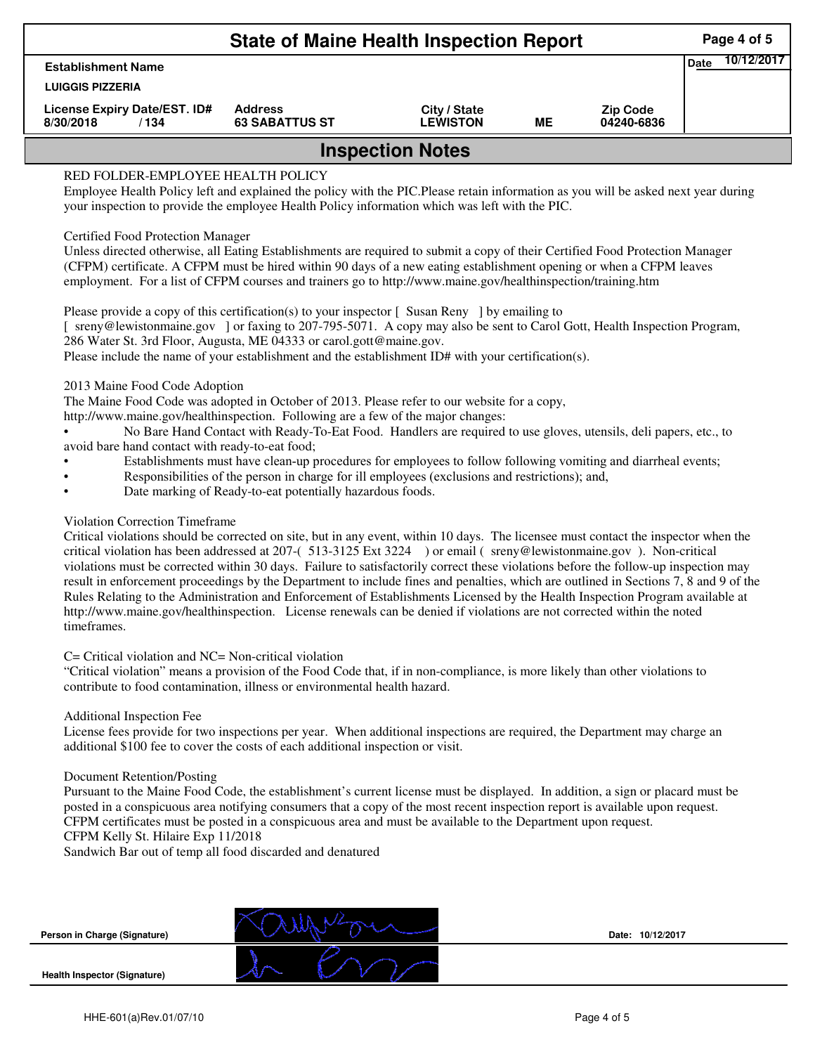# State of Maine Health Inspection Report

| Establishment Name | | | | | Date 10/12/2017 |
|---|---|---|---|---|---|
| LUIGGIS PIZZERIA | | | | | |
| License Expiry Date/EST. ID# | Address | City / State | | Zip Code | |
| 8/30/2018 / 134 | 63 SABATTUS ST | LEWISTON | ME | 04240-6836 | |

## Inspection Notes

RED FOLDER-EMPLOYEE HEALTH POLICY
Employee Health Policy left and explained the policy with the PIC.Please retain information as you will be asked next year during your inspection to provide the employee Health Policy information which was left with the PIC.

Certified Food Protection Manager
Unless directed otherwise, all Eating Establishments are required to submit a copy of their Certified Food Protection Manager (CFPM) certificate. A CFPM must be hired within 90 days of a new eating establishment opening or when a CFPM leaves employment. For a list of CFPM courses and trainers go to http://www.maine.gov/healthinspection/training.htm

Please provide a copy of this certification(s) to your inspector [ Susan Reny ] by emailing to
[ sreny@lewistonmaine.gov ] or faxing to 207-795-5071. A copy may also be sent to Carol Gott, Health Inspection Program, 286 Water St. 3rd Floor, Augusta, ME 04333 or carol.gott@maine.gov.
Please include the name of your establishment and the establishment ID# with your certification(s).

2013 Maine Food Code Adoption
The Maine Food Code was adopted in October of 2013. Please refer to our website for a copy,
http://www.maine.gov/healthinspection. Following are a few of the major changes:

- No Bare Hand Contact with Ready-To-Eat Food. Handlers are required to use gloves, utensils, deli papers, etc., to avoid bare hand contact with ready-to-eat food;
- Establishments must have clean-up procedures for employees to follow following vomiting and diarrheal events;
- Responsibilities of the person in charge for ill employees (exclusions and restrictions); and,
- Date marking of Ready-to-eat potentially hazardous foods.

Violation Correction Timeframe
Critical violations should be corrected on site, but in any event, within 10 days. The licensee must contact the inspector when the critical violation has been addressed at 207-( 513-3125 Ext 3224 ) or email ( sreny@lewistonmaine.gov ). Non-critical violations must be corrected within 30 days. Failure to satisfactorily correct these violations before the follow-up inspection may result in enforcement proceedings by the Department to include fines and penalties, which are outlined in Sections 7, 8 and 9 of the Rules Relating to the Administration and Enforcement of Establishments Licensed by the Health Inspection Program available at http://www.maine.gov/healthinspection. License renewals can be denied if violations are not corrected within the noted timeframes.

C= Critical violation and NC= Non-critical violation
"Critical violation" means a provision of the Food Code that, if in non-compliance, is more likely than other violations to contribute to food contamination, illness or environmental health hazard.

Additional Inspection Fee
License fees provide for two inspections per year. When additional inspections are required, the Department may charge an additional $100 fee to cover the costs of each additional inspection or visit.

Document Retention/Posting
Pursuant to the Maine Food Code, the establishment's current license must be displayed. In addition, a sign or placard must be posted in a conspicuous area notifying consumers that a copy of the most recent inspection report is available upon request. CFPM certificates must be posted in a conspicuous area and must be available to the Department upon request.
CFPM Kelly St. Hilaire Exp 11/2018
Sandwich Bar out of temp all food discarded and denatured

Person in Charge (Signature) &nbsp;&nbsp;&nbsp;&nbsp; Date: 10/12/2017

Health Inspector (Signature)

HHE-601(a)Rev.01/07/10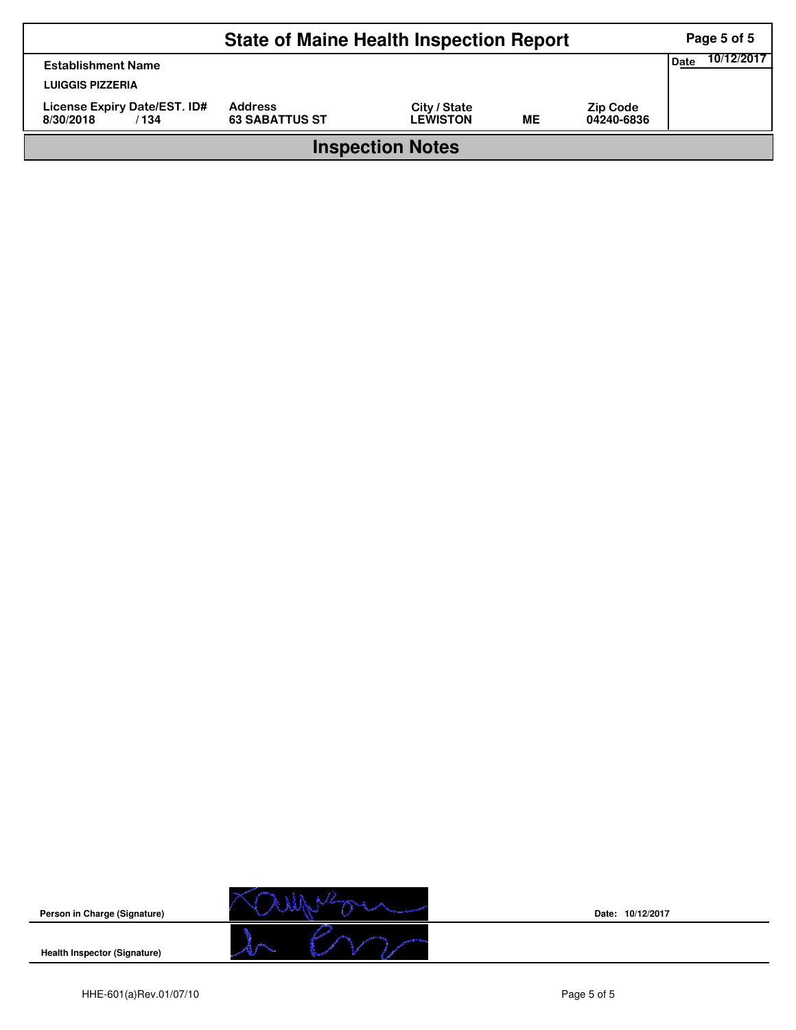# State of Maine Health Inspection Report

| Establishment Name | | | | | Date 10/12/2017 |
| --- | --- | --- | --- | --- | --- |
| LUIGGIS PIZZERIA | | | | | |
| License Expiry Date/EST. ID# | Address | City / State | | Zip Code | |
| 8/30/2018 / 134 | 63 SABATTUS ST | LEWISTON | ME | 04240-6836 | |

## Inspection Notes

**Person in Charge (Signature)**

Date: 10/12/2017

**Health Inspector (Signature)**

HHE-601(a)Rev.01/07/10